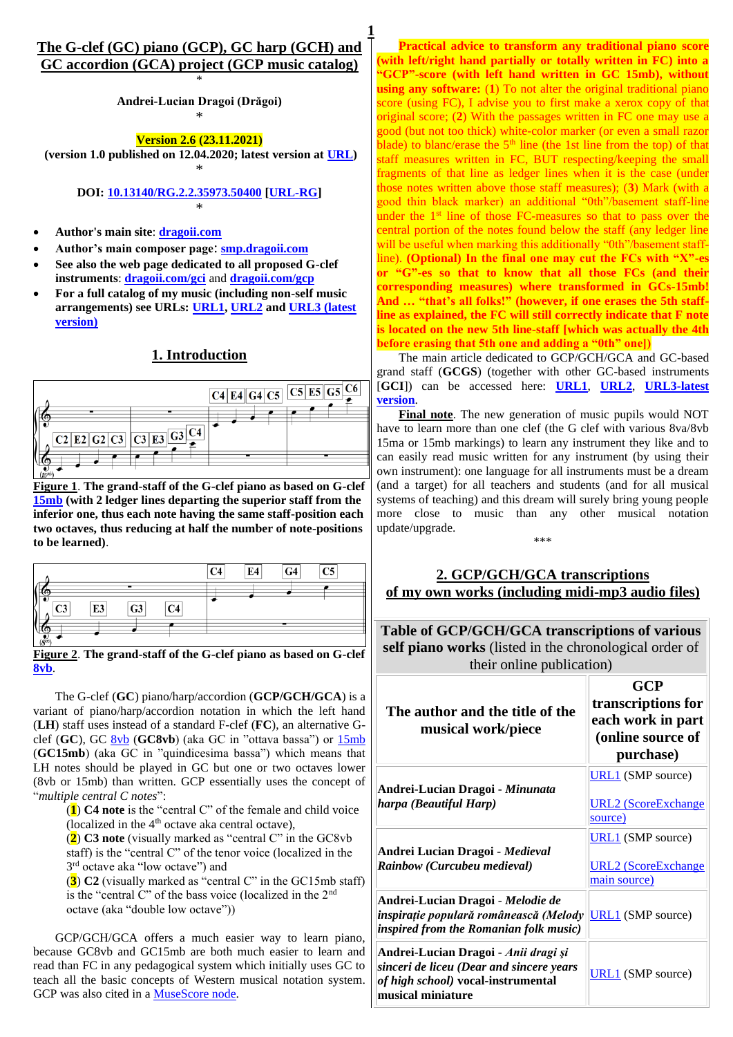# The G-clef (GC) piano (GCP), GC harp (GCH) and GC accordion (GCA) project (GCP music catalog)

*

**Andrei-Lucian Dragoi (Drăgoi)**

*

**Version 2.6 (23.11.2021)**
**(version 1.0 published on 12.04.2020; latest version at URL)**

*

**DOI: 10.13140/RG.2.2.35973.50400 [URL-RG]**

*

- **Author's main site**: **dragoii.com**
- **Author's main composer page**: **smp.dragoii.com**
- **See also the web page dedicated to all proposed G-clef instruments**: **dragoii.com/gci** and **dragoii.com/gcp**
- **For a full catalog of my music (including non-self music arrangements) see URLs: URL1, URL2 and URL3 (latest version)**

## 1. Introduction

**Figure 1**. **The grand-staff of the G-clef piano as based on G-clef 15mb (with 2 ledger lines departing the superior staff from the inferior one, thus each note having the same staff-position each two octaves, thus reducing at half the number of note-positions to be learned)**.

**Figure 2**. **The grand-staff of the G-clef piano as based on G-clef 8vb**.

The G-clef (**GC**) piano/harp/accordion (**GCP/GCH/GCA**) is a variant of piano/harp/accordion notation in which the left hand (**LH**) staff uses instead of a standard F-clef (**FC**), an alternative G-clef (**GC**), GC 8vb (**GC8vb**) (aka GC in "ottava bassa") or 15mb (**GC15mb**) (aka GC in "quindicesima bassa") which means that LH notes should be played in GC but one or two octaves lower (8vb or 15mb) than written. GCP essentially uses the concept of "*multiple central C notes*":

(**1**) **C4 note** is the "central C" of the female and child voice (localized in the 4th octave aka central octave),

(**2**) **C3 note** (visually marked as "central C" in the GC8vb staff) is the "central C" of the tenor voice (localized in the 3rd octave aka "low octave") and

(**3**) **C2** (visually marked as "central C" in the GC15mb staff) is the "central C" of the bass voice (localized in the 2nd octave (aka "double low octave"))

GCP/GCH/GCA offers a much easier way to learn piano, because GC8vb and GC15mb are both much easier to learn and read than FC in any pedagogical system which initially uses GC to teach all the basic concepts of Western musical notation system. GCP was also cited in a MuseScore node.

**Practical advice to transform any traditional piano score (with left/right hand partially or totally written in FC) into a "GCP"-score (with left hand written in GC 15mb), without using any software:** (**1**) To not alter the original traditional piano score (using FC), I advise you to first make a xerox copy of that original score; (**2**) With the passages written in FC one may use a good (but not too thick) white-color marker (or even a small razor blade) to blanc/erase the 5th line (the 1st line from the top) of that staff measures written in FC, BUT respecting/keeping the small fragments of that line as ledger lines when it is the case (under those notes written above those staff measures); (**3**) Mark (with a good thin black marker) an additional "0th"/basement staff-line under the 1st line of those FC-measures so that to pass over the central portion of the notes found below the staff (any ledger line will be useful when marking this additionally "0th"/basement staff-line). **(Optional) In the final one may cut the FCs with "X"-es or "G"-es so that to know that all those FCs (and their corresponding measures) where transformed in GCs-15mb! And … "that's all folks!" (however, if one erases the 5th staff-line as explained, the FC will still correctly indicate that F note is located on the new 5th line-staff [which was actually the 4th before erasing that 5th one and adding a "0th" one])**

The main article dedicated to GCP/GCH/GCA and GC-based grand staff (**GCGS**) (together with other GC-based instruments [**GCI**]) can be accessed here: **URL1**, **URL2**, **URL3-latest version**.

**Final note**. The new generation of music pupils would NOT have to learn more than one clef (the G clef with various 8va/8vb 15ma or 15mb markings) to learn any instrument they like and to can easily read music written for any instrument (by using their own instrument): one language for all instruments must be a dream (and a target) for all teachers and students (and for all musical systems of teaching) and this dream will surely bring young people more close to music than any other musical notation update/upgrade.

***

## 2. GCP/GCH/GCA transcriptions of my own works (including midi-mp3 audio files)

**Table of GCP/GCH/GCA transcriptions of various self piano works** (listed in the chronological order of their online publication)

| **The author and the title of the musical work/piece** | **GCP transcriptions for each work in part (online source of purchase)** |
|---|---|
| **Andrei-Lucian Dragoi** - ***Minunata harpa (Beautiful Harp)*** | URL1 (SMP source)<br>URL2 (ScoreExchange source) |
| **Andrei Lucian Dragoi** - ***Medieval Rainbow (Curcubeu medieval)*** | URL1 (SMP source)<br>URL2 (ScoreExchange main source) |
| **Andrei-Lucian Dragoi** - ***Melodie de inspirație populară românească (Melody inspired from the Romanian folk music)*** | URL1 (SMP source) |
| **Andrei-Lucian Dragoi** - ***Anii dragi și sinceri de liceu (Dear and sincere years of high school)* vocal-instrumental musical miniature** | URL1 (SMP source) |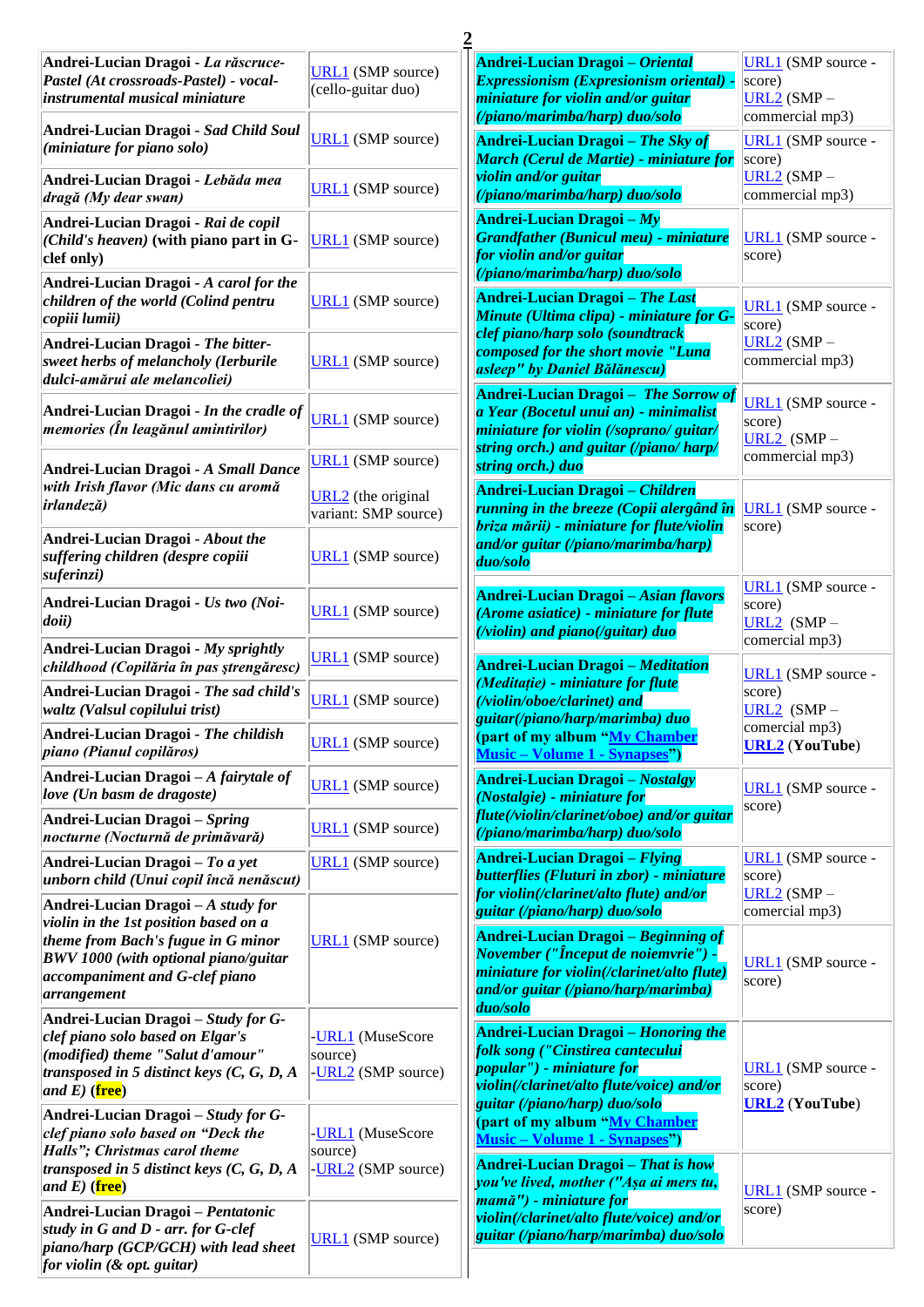| | |
|---|---|
| **Andrei-Lucian Dragoi** - ***La răscruce-Pastel (At crossroads-Pastel) - vocal-instrumental musical miniature*** | URL1 (SMP source) (cello-guitar duo) |
| **Andrei-Lucian Dragoi** - ***Sad Child Soul (miniature for piano solo)*** | URL1 (SMP source) |
| **Andrei-Lucian Dragoi** - ***Lebăda mea dragă (My dear swan)*** | URL1 (SMP source) |
| **Andrei-Lucian Dragoi** - ***Rai de copil (Child's heaven)* (with piano part in G-clef only)** | URL1 (SMP source) |
| **Andrei-Lucian Dragoi** - ***A carol for the children of the world (Colind pentru copiii lumii)*** | URL1 (SMP source) |
| **Andrei-Lucian Dragoi** - ***The bitter-sweet herbs of melancholy (Ierburile dulci-amărui ale melancoliei)*** | URL1 (SMP source) |
| **Andrei-Lucian Dragoi** - ***In the cradle of memories (În leagănul amintirilor)*** | URL1 (SMP source) |
| **Andrei-Lucian Dragoi** - ***A Small Dance with Irish flavor (Mic dans cu aromă irlandeză)*** | URL1 (SMP source) URL2 (the original variant: SMP source) |
| **Andrei-Lucian Dragoi** - ***About the suffering children (despre copiii suferinzi)*** | URL1 (SMP source) |
| **Andrei-Lucian Dragoi** - ***Us two (Noi-doii)*** | URL1 (SMP source) |
| **Andrei-Lucian Dragoi** - ***My sprightly childhood (Copilăria în pas ştrengăresc)*** | URL1 (SMP source) |
| **Andrei-Lucian Dragoi** - ***The sad child's waltz (Valsul copilului trist)*** | URL1 (SMP source) |
| **Andrei-Lucian Dragoi** - ***The childish piano (Pianul copilăros)*** | URL1 (SMP source) |
| **Andrei-Lucian Dragoi** – ***A fairytale of love (Un basm de dragoste)*** | URL1 (SMP source) |
| **Andrei-Lucian Dragoi** – ***Spring nocturne (Nocturnă de primăvară)*** | URL1 (SMP source) |
| **Andrei-Lucian Dragoi** – ***To a yet unborn child (Unui copil încă nenăscut)*** | URL1 (SMP source) |
| **Andrei-Lucian Dragoi** – ***A study for violin in the 1st position based on a theme from Bach's fugue in G minor BWV 1000 (with optional piano/guitar accompaniment and G-clef piano arrangement*** | URL1 (SMP source) |
| **Andrei-Lucian Dragoi** – ***Study for G-clef piano solo based on Elgar's (modified) theme "Salut d'amour" transposed in 5 distinct keys (C, G, D, A and E)* (free)** | -URL1 (MuseScore source) -URL2 (SMP source) |
| **Andrei-Lucian Dragoi** – ***Study for G-clef piano solo based on "Deck the Halls"; Christmas carol theme transposed in 5 distinct keys (C, G, D, A and E)* (free)** | -URL1 (MuseScore source) -URL2 (SMP source) |
| **Andrei-Lucian Dragoi** – ***Pentatonic study in G and D - arr. for G-clef piano/harp (GCP/GCH) with lead sheet for violin (& opt. guitar)*** | URL1 (SMP source) |
| **Andrei-Lucian Dragoi** – ***Oriental Expressionism (Expresionism oriental) - miniature for violin and/or guitar (/piano/marimba/harp) duo/solo*** | URL1 (SMP source - score) URL2 (SMP – commercial mp3) |
| **Andrei-Lucian Dragoi** – ***The Sky of March (Cerul de Martie) - miniature for violin and/or guitar (/piano/marimba/harp) duo/solo*** | URL1 (SMP source - score) URL2 (SMP – commercial mp3) |
| **Andrei-Lucian Dragoi** – ***My Grandfather (Bunicul meu) - miniature for violin and/or guitar (/piano/marimba/harp) duo/solo*** | URL1 (SMP source - score) |
| **Andrei-Lucian Dragoi** – ***The Last Minute (Ultima clipa) - miniature for G-clef piano/harp solo (soundtrack composed for the short movie "Luna asleep" by Daniel Bălănescu)*** | URL1 (SMP source - score) URL2 (SMP – commercial mp3) |
| **Andrei-Lucian Dragoi** – ***The Sorrow of a Year (Bocetul unui an) - minimalist miniature for violin (/soprano/ guitar/ string orch.) and guitar (/piano/ harp/ string orch.) duo*** | URL1 (SMP source - score) URL2 (SMP – commercial mp3) |
| **Andrei-Lucian Dragoi** – ***Children running in the breeze (Copii alergând în briza mării) - miniature for flute/violin and/or guitar (/piano/marimba/harp) duo/solo*** | URL1 (SMP source - score) |
| **Andrei-Lucian Dragoi** – ***Asian flavors (Arome asiatice) - miniature for flute (/violin) and piano(/guitar) duo*** | URL1 (SMP source - score) URL2 (SMP – comercial mp3) |
| **Andrei-Lucian Dragoi** – ***Meditation (Meditaţie) - miniature for flute (/violin/oboe/clarinet) and guitar(/piano/harp/marimba) duo* (part of my album "My Chamber Music – Volume 1 - Synapses")** | URL1 (SMP source - score) URL2 (SMP – comercial mp3) **URL2 (YouTube)** |
| **Andrei-Lucian Dragoi** – ***Nostalgy (Nostalgie) - miniature for flute(/violin/clarinet/oboe) and/or guitar (/piano/marimba/harp) duo/solo*** | URL1 (SMP source - score) |
| **Andrei-Lucian Dragoi** – ***Flying butterflies (Fluturi in zbor) - miniature for violin(/clarinet/alto flute) and/or guitar (/piano/harp) duo/solo*** | URL1 (SMP source - score) URL2 (SMP – comercial mp3) |
| **Andrei-Lucian Dragoi** – ***Beginning of November ("Început de noiemvrie") - miniature for violin(/clarinet/alto flute) and/or guitar (/piano/harp/marimba) duo/solo*** | URL1 (SMP source - score) |
| **Andrei-Lucian Dragoi** – ***Honoring the folk song ("Cinstirea cantecului popular") - miniature for violin(/clarinet/alto flute/voice) and/or guitar (/piano/harp) duo/solo* (part of my album "My Chamber Music – Volume 1 - Synapses")** | URL1 (SMP source - score) **URL2 (YouTube)** |
| **Andrei-Lucian Dragoi** – ***That is how you've lived, mother ("Aşa ai mers tu, mamă") - miniature for violin(/clarinet/alto flute/voice) and/or guitar (/piano/harp/marimba) duo/solo*** | URL1 (SMP source - score) |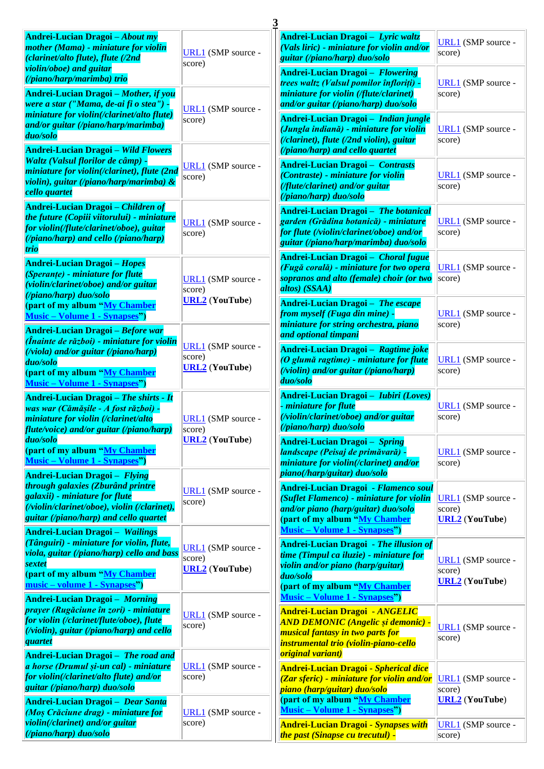| | |
|---|---|
| **Andrei-Lucian Dragoi – *About my mother (Mama) - miniature for violin (clarinet/alto flute), flute (/2nd violin/oboe) and guitar (/piano/harp/marimba) trio*** | URL1 (SMP source - score) |
| **Andrei-Lucian Dragoi – *Mother, if you were a star ("Mama, de-ai fi o stea") - miniature for violin(/clarinet/alto flute) and/or guitar (/piano/harp/marimba) duo/solo*** | URL1 (SMP source - score) |
| **Andrei-Lucian Dragoi – *Wild Flowers Waltz (Valsul florilor de câmp) - miniature for violin(/clarinet), flute (2nd violin), guitar (/piano/harp/marimba) & cello quartet*** | URL1 (SMP source - score) |
| **Andrei-Lucian Dragoi – *Children of the future (Copiii viitorului) - miniature for violin(/flute/clarinet/oboe), guitar (/piano/harp) and cello (/piano/harp) trio*** | URL1 (SMP source - score) |
| **Andrei-Lucian Dragoi – *Hopes (Speranțe) - miniature for flute (violin/clarinet/oboe) and/or guitar (/piano/harp) duo/solo*** **(part of my album "My Chamber Music – Volume 1 - Synapses")** | URL1 (SMP source - score) **URL2 (YouTube)** |
| **Andrei-Lucian Dragoi – *Before war (Înainte de război) - miniature for violin (/viola) and/or guitar (/piano/harp) duo/solo*** **(part of my album "My Chamber Music – Volume 1 - Synapses")** | URL1 (SMP source - score) **URL2 (YouTube)** |
| **Andrei-Lucian Dragoi – *The shirts - It was war (Cămășile - A fost război) - miniature for violin (/clarinet/alto flute/voice) and/or guitar (/piano/harp) duo/solo*** **(part of my album "My Chamber Music – Volume 1 - Synapses")** | URL1 (SMP source - score) **URL2 (YouTube)** |
| **Andrei-Lucian Dragoi – *Flying through galaxies (Zburând printre galaxii) - miniature for flute (/violin/clarinet/oboe), violin (/clarinet), guitar (/piano/harp) and cello quartet*** | URL1 (SMP source - score) |
| **Andrei-Lucian Dragoi – *Wailings (Tânguiri) - miniature for violin, flute, viola, guitar (/piano/harp) cello and bass sextet*** **(part of my album "My Chamber music – volume 1 - Synapses")** | URL1 (SMP source - score) **URL2 (YouTube)** |
| **Andrei-Lucian Dragoi – *Morning prayer (Rugăciune în zori) - miniature for violin (/clarinet/flute/oboe), flute (/violin), guitar (/piano/harp) and cello quartet*** | URL1 (SMP source - score) |
| **Andrei-Lucian Dragoi – *The road and a horse (Drumul și-un cal) - miniature for violin(/clarinet/alto flute) and/or guitar (/piano/harp) duo/solo*** | URL1 (SMP source - score) |
| **Andrei-Lucian Dragoi – *Dear Santa (Moș Crăciune drag) - miniature for violin(/clarinet) and/or guitar (/piano/harp) duo/solo*** | URL1 (SMP source - score) |
| **Andrei-Lucian Dragoi – *Lyric waltz (Vals liric) - miniature for violin and/or guitar (/piano/harp) duo/solo*** | URL1 (SMP source - score) |
| **Andrei-Lucian Dragoi – *Flowering trees waltz (Valsul pomilor înfloriți) - miniature for violin (/flute/clarinet) and/or guitar (/piano/harp) duo/solo*** | URL1 (SMP source - score) |
| **Andrei-Lucian Dragoi – *Indian jungle (Jungla indiană) - miniature for violin (/clarinet), flute (/2nd violin), guitar (/piano/harp) and cello quartet*** | URL1 (SMP source - score) |
| **Andrei-Lucian Dragoi – *Contrasts (Contraste) - miniature for violin (/flute/clarinet) and/or guitar (/piano/harp) duo/solo*** | URL1 (SMP source - score) |
| **Andrei-Lucian Dragoi – *The botanical garden (Grădina botanică) - miniature for flute (/violin/clarinet/oboe) and/or guitar (/piano/harp/marimba) duo/solo*** | URL1 (SMP source - score) |
| **Andrei-Lucian Dragoi – *Choral fugue (Fugă corală) - miniature for two opera sopranos and alto (female) choir (or two altos) (SSAA)*** | URL1 (SMP source - score) |
| **Andrei-Lucian Dragoi – *The escape from myself (Fuga din mine) - miniature for string orchestra, piano and optional timpani*** | URL1 (SMP source - score) |
| **Andrei-Lucian Dragoi – *Ragtime joke (O glumă ragtime) - miniature for flute (/violin) and/or guitar (/piano/harp) duo/solo*** | URL1 (SMP source - score) |
| **Andrei-Lucian Dragoi – *Iubiri (Loves) - miniature for flute (/violin/clarinet/oboe) and/or guitar (/piano/harp) duo/solo*** | URL1 (SMP source - score) |
| **Andrei-Lucian Dragoi – *Spring landscape (Peisaj de primăvară) - miniature for violin(/clarinet) and/or piano(/harp/guitar) duo/solo*** | URL1 (SMP source - score) |
| **Andrei-Lucian Dragoi - *Flamenco soul (Suflet Flamenco) - miniature for violin and/or piano (harp/guitar) duo/solo*** **(part of my album "My Chamber Music – Volume 1 - Synapses")** | URL1 (SMP source - score) **URL2 (YouTube)** |
| **Andrei-Lucian Dragoi - *The illusion of time (Timpul ca iluzie) - miniature for violin and/or piano (harp/guitar) duo/solo*** **(part of my album "My Chamber Music – Volume 1 - Synapses")** | URL1 (SMP source - score) **URL2 (YouTube)** |
| **Andrei-Lucian Dragoi - *ANGELIC AND DEMONIC (Angelic și demonic) - musical fantasy in two parts for instrumental trio (violin-piano-cello original variant)*** | URL1 (SMP source - score) |
| **Andrei-Lucian Dragoi - *Spherical dice (Zar sferic) - miniature for violin and/or piano (harp/guitar) duo/solo*** **(part of my album "My Chamber Music – Volume 1 - Synapses")** | URL1 (SMP source - score) **URL2 (YouTube)** |
| **Andrei-Lucian Dragoi - *Synapses with the past (Sinapse cu trecutul) -*** | URL1 (SMP source - score) |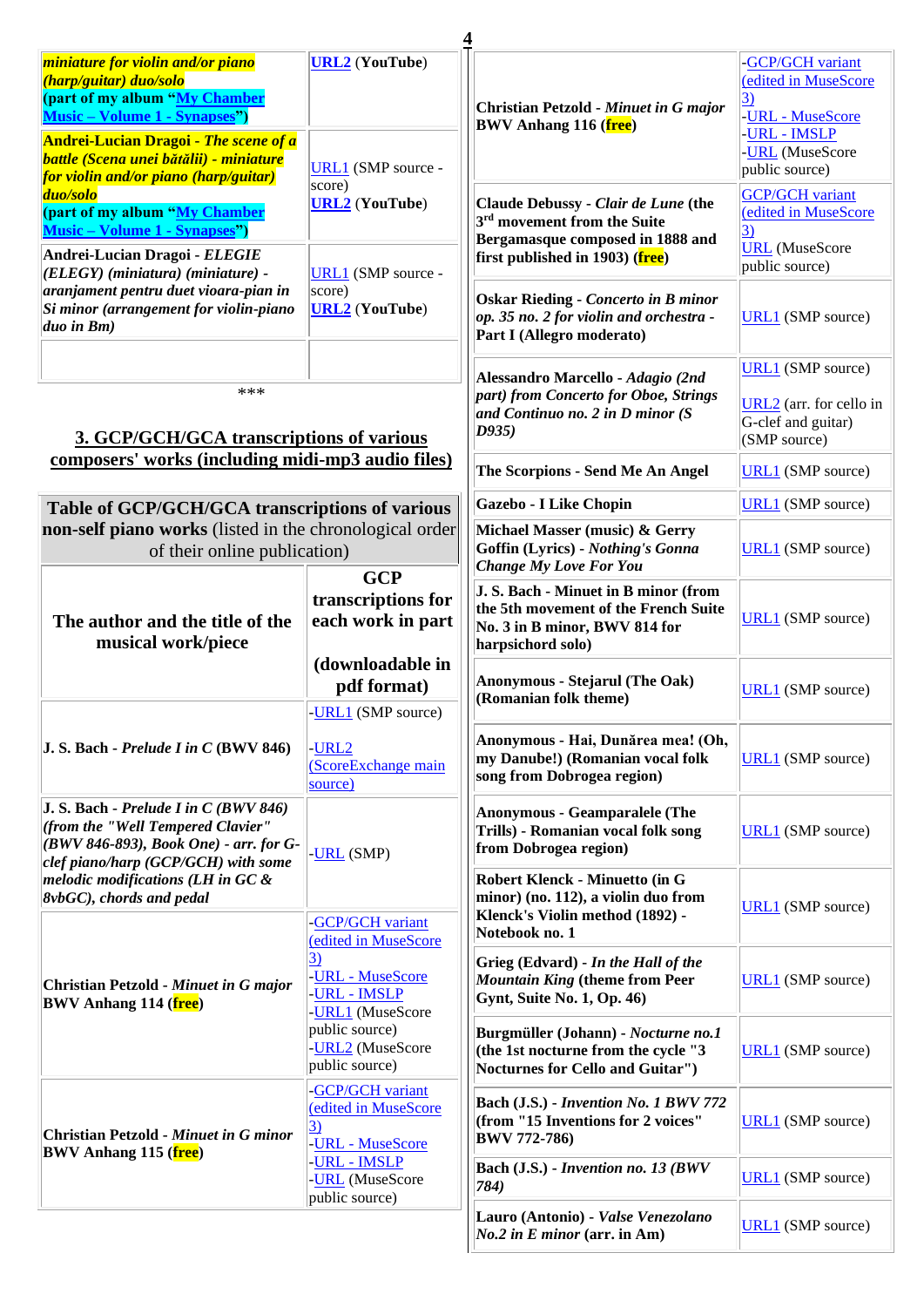| | |
|---|---|
| ***miniature for violin and/or piano (harp/guitar) duo/solo*** **(part of my album "My Chamber Music – Volume 1 - Synapses")** | **URL2 (YouTube)** |
| **Andrei-Lucian Dragoi** - ***The scene of a battle (Scena unei bătălii) - miniature for violin and/or piano (harp/guitar) duo/solo*** **(part of my album "My Chamber Music – Volume 1 - Synapses")** | URL1 (SMP source - score) **URL2 (YouTube)** |
| **Andrei-Lucian Dragoi** - ***ELEGIE (ELEGY) (miniatura) (miniature) - aranjament pentru duet vioara-pian in Si minor (arrangement for violin-piano duo in Bm)*** | URL1 (SMP source - score) **URL2 (YouTube)** |
| | |

\*\*\*

## 3. GCP/GCH/GCA transcriptions of various composers' works (including midi-mp3 audio files)

**Table of GCP/GCH/GCA transcriptions of various non-self piano works** (listed in the chronological order of their online publication)

| The author and the title of the musical work/piece | GCP transcriptions for each work in part (downloadable in pdf format) |
|---|---|
| **J. S. Bach - *Prelude I in C* (BWV 846)** | -URL1 (SMP source) -URL2 (ScoreExchange main source) |
| **J. S. Bach - *Prelude I in C (BWV 846) (from the "Well Tempered Clavier" (BWV 846-893), Book One) - arr. for G-clef piano/harp (GCP/GCH) with some melodic modifications (LH in GC & 8vbGC), chords and pedal*** | -URL (SMP) |
| **Christian Petzold - *Minuet in G major* BWV Anhang 114 (free)** | -GCP/GCH variant (edited in MuseScore 3) -URL - MuseScore -URL - IMSLP -URL1 (MuseScore public source) -URL2 (MuseScore public source) |
| **Christian Petzold - *Minuet in G minor* BWV Anhang 115 (free)** | -GCP/GCH variant (edited in MuseScore 3) -URL - MuseScore -URL - IMSLP -URL (MuseScore public source) |
| **Christian Petzold - *Minuet in G major* BWV Anhang 116 (free)** | -GCP/GCH variant (edited in MuseScore 3) -URL - MuseScore -URL - IMSLP -URL (MuseScore public source) |
| **Claude Debussy - *Clair de Lune* (the 3rd movement from the Suite Bergamasque composed in 1888 and first published in 1903) (free)** | GCP/GCH variant (edited in MuseScore 3) URL (MuseScore public source) |
| **Oskar Rieding - *Concerto in B minor op. 35 no. 2 for violin and orchestra -* Part I (Allegro moderato)** | URL1 (SMP source) |
| **Alessandro Marcello - *Adagio (2nd part) from Concerto for Oboe, Strings and Continuo no. 2 in D minor (S D935)*** | URL1 (SMP source) URL2 (arr. for cello in G-clef and guitar) (SMP source) |
| **The Scorpions - Send Me An Angel** | URL1 (SMP source) |
| **Gazebo - I Like Chopin** | URL1 (SMP source) |
| **Michael Masser (music) & Gerry Goffin (Lyrics) - *Nothing's Gonna Change My Love For You*** | URL1 (SMP source) |
| **J. S. Bach - Minuet in B minor (from the 5th movement of the French Suite No. 3 in B minor, BWV 814 for harpsichord solo)** | URL1 (SMP source) |
| **Anonymous - Stejarul (The Oak) (Romanian folk theme)** | URL1 (SMP source) |
| **Anonymous - Hai, Dunărea mea! (Oh, my Danube!) (Romanian vocal folk song from Dobrogea region)** | URL1 (SMP source) |
| **Anonymous - Geamparalele (The Trills) - Romanian vocal folk song from Dobrogea region)** | URL1 (SMP source) |
| **Robert Klenck - Minuetto (in G minor) (no. 112), a violin duo from Klenck's Violin method (1892) - Notebook no. 1** | URL1 (SMP source) |
| **Grieg (Edvard) - *In the Hall of the Mountain King* (theme from Peer Gynt, Suite No. 1, Op. 46)** | URL1 (SMP source) |
| **Burgmüller (Johann) - *Nocturne no.1* (the 1st nocturne from the cycle "3 Nocturnes for Cello and Guitar")** | URL1 (SMP source) |
| **Bach (J.S.) - *Invention No. 1 BWV 772* (from "15 Inventions for 2 voices" BWV 772-786)** | URL1 (SMP source) |
| **Bach (J.S.) - *Invention no. 13 (BWV 784)*** | URL1 (SMP source) |
| **Lauro (Antonio) - *Valse Venezolano No.2 in E minor* (arr. in Am)** | URL1 (SMP source) |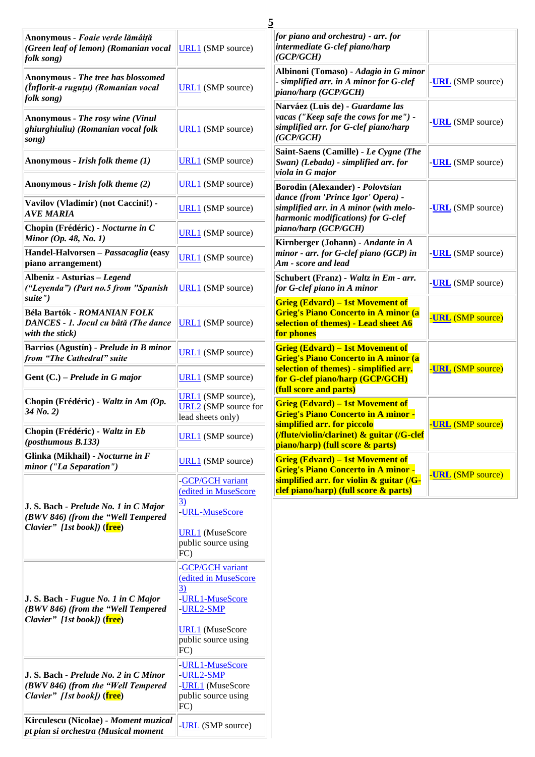| | |
|---|---|
| **Anonymous** - ***Foaie verde lămâiță (Green leaf of lemon) (Romanian vocal folk song)*** | URL1 (SMP source) |
| **Anonymous** - ***The tree has blossomed (Înflorit-a rugușu) (Romanian vocal folk song)*** | URL1 (SMP source) |
| **Anonymous** - ***The rosy wine (Vinul ghiurghiuliu) (Romanian vocal folk song)*** | URL1 (SMP source) |
| **Anonymous** - ***Irish folk theme (1)*** | URL1 (SMP source) |
| **Anonymous** - ***Irish folk theme (2)*** | URL1 (SMP source) |
| **Vavilov (Vladimir) (not Caccini!)** - ***AVE MARIA*** | URL1 (SMP source) |
| **Chopin (Frédéric)** - ***Nocturne in C Minor (Op. 48, No. 1)*** | URL1 (SMP source) |
| **Handel-Halvorsen** – ***Passacaglia*** **(easy piano arrangement)** | URL1 (SMP source) |
| **Albeniz - Asturias** – ***Legend ("Leyenda") (Part no.5 from "Spanish suite")*** | URL1 (SMP source) |
| **Béla Bartók** - ***ROMANIAN FOLK DANCES - 1. Jocul cu bâtă (The dance with the stick)*** | URL1 (SMP source) |
| **Barrios (Agustín)** - ***Prelude in B minor from "The Cathedral" suite*** | URL1 (SMP source) |
| **Gent (C.)** – ***Prelude in G major*** | URL1 (SMP source) |
| **Chopin (Frédéric)** - ***Waltz in Am (Op. 34 No. 2)*** | URL1 (SMP source), URL2 (SMP source for lead sheets only) |
| **Chopin (Frédéric)** - ***Waltz in Eb (posthumous B.133)*** | URL1 (SMP source) |
| **Glinka (Mikhail)** - ***Nocturne in F minor ("La Separation")*** | URL1 (SMP source) |
| **J. S. Bach** - ***Prelude No. 1 in C Major (BWV 846) (from the "Well Tempered Clavier" [1st book])*** **(free)** | -GCP/GCH variant (edited in MuseScore 3) -URL-MuseScore URL1 (MuseScore public source using FC) |
| **J. S. Bach** - ***Fugue No. 1 in C Major (BWV 846) (from the "Well Tempered Clavier" [1st book])*** **(free)** | -GCP/GCH variant (edited in MuseScore 3) -URL1-MuseScore -URL2-SMP URL1 (MuseScore public source using FC) |
| **J. S. Bach** - ***Prelude No. 2 in C Minor (BWV 846) (from the "Well Tempered Clavier" [1st book])*** **(free)** | -URL1-MuseScore -URL2-SMP -URL1 (MuseScore public source using FC) |
| **Kirculescu (Nicolae)** - ***Moment muzical pt pian si orchestra (Musical moment for piano and orchestra) - arr. for intermediate G-clef piano/harp (GCP/GCH)*** | -URL (SMP source) |
| **Albinoni (Tomaso)** - ***Adagio in G minor - simplified arr. in A minor for G-clef piano/harp (GCP/GCH)*** | -**URL** (SMP source) |
| **Narváez (Luis de)** - ***Guardame las vacas ("Keep safe the cows for me") - simplified arr. for G-clef piano/harp (GCP/GCH)*** | -**URL** (SMP source) |
| **Saint-Saens (Camille)** - ***Le Cygne (The Swan) (Lebada) - simplified arr. for viola in G major*** | -**URL** (SMP source) |
| **Borodin (Alexander)** - ***Polovtsian dance (from 'Prince Igor' Opera) - simplified arr. in A minor (with melo-harmonic modifications) for G-clef piano/harp (GCP/GCH)*** | -**URL** (SMP source) |
| **Kirnberger (Johann)** - ***Andante in A minor - arr. for G-clef piano (GCP) in Am - score and lead*** | -**URL** (SMP source) |
| **Schubert (Franz)** - ***Waltz in Em - arr. for G-clef piano in A minor*** | -**URL** (SMP source) |
| **Grieg (Edvard) – 1st Movement of Grieg's Piano Concerto in A minor (a selection of themes) - Lead sheet A6 for phones** | -**URL** (SMP source) |
| **Grieg (Edvard) – 1st Movement of Grieg's Piano Concerto in A minor (a selection of themes) - simplified arr. for G-clef piano/harp (GCP/GCH) (full score and parts)** | -**URL** (SMP source) |
| **Grieg (Edvard) – 1st Movement of Grieg's Piano Concerto in A minor - simplified arr. for piccolo (/flute/violin/clarinet) & guitar (/G-clef piano/harp) (full score & parts)** | -**URL** (SMP source) |
| **Grieg (Edvard) – 1st Movement of Grieg's Piano Concerto in A minor - simplified arr. for violin & guitar (/G-clef piano/harp) (full score & parts)** | -**URL** (SMP source) |